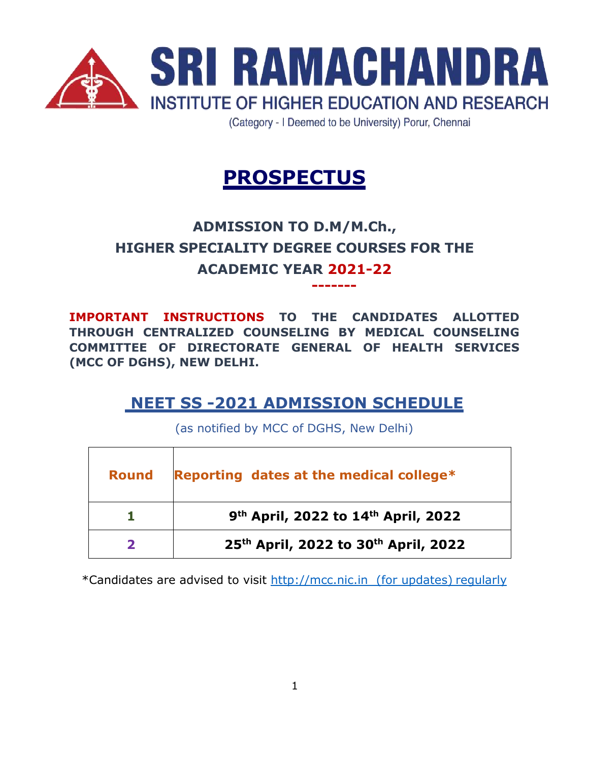# SRI RAMACHANDRA

INSTITUTE OF HIGHER EDUCATION AND RESEARCH

(Category - I Deemed to be University) Porur, Chennai

# PROSPECTUS

## ADMISSION TO D.M/M.Ch., HIGHER SPECIALITY DEGREE COURSES FOR THE ACADEMIC YEAR 2021-22

-------

**IMPORTANT INSTRUCTIONS TO THE CANDIDATES ALLOTTED THROUGH CENTRALIZED COUNSELING BY MEDICAL COUNSELING COMMITTEE OF DIRECTORATE GENERAL OF HEALTH SERVICES (MCC OF DGHS), NEW DELHI.**

## NEET SS -2021 ADMISSION SCHEDULE

(as notified by MCC of DGHS, New Delhi)

| Round | Reporting dates at the medical college* |
|---|---|
| 1 | 9th April, 2022 to 14th April, 2022 |
| 2 | 25th April, 2022 to 30th April, 2022 |

*Candidates are advised to visit http://mcc.nic.in (for updates) regularly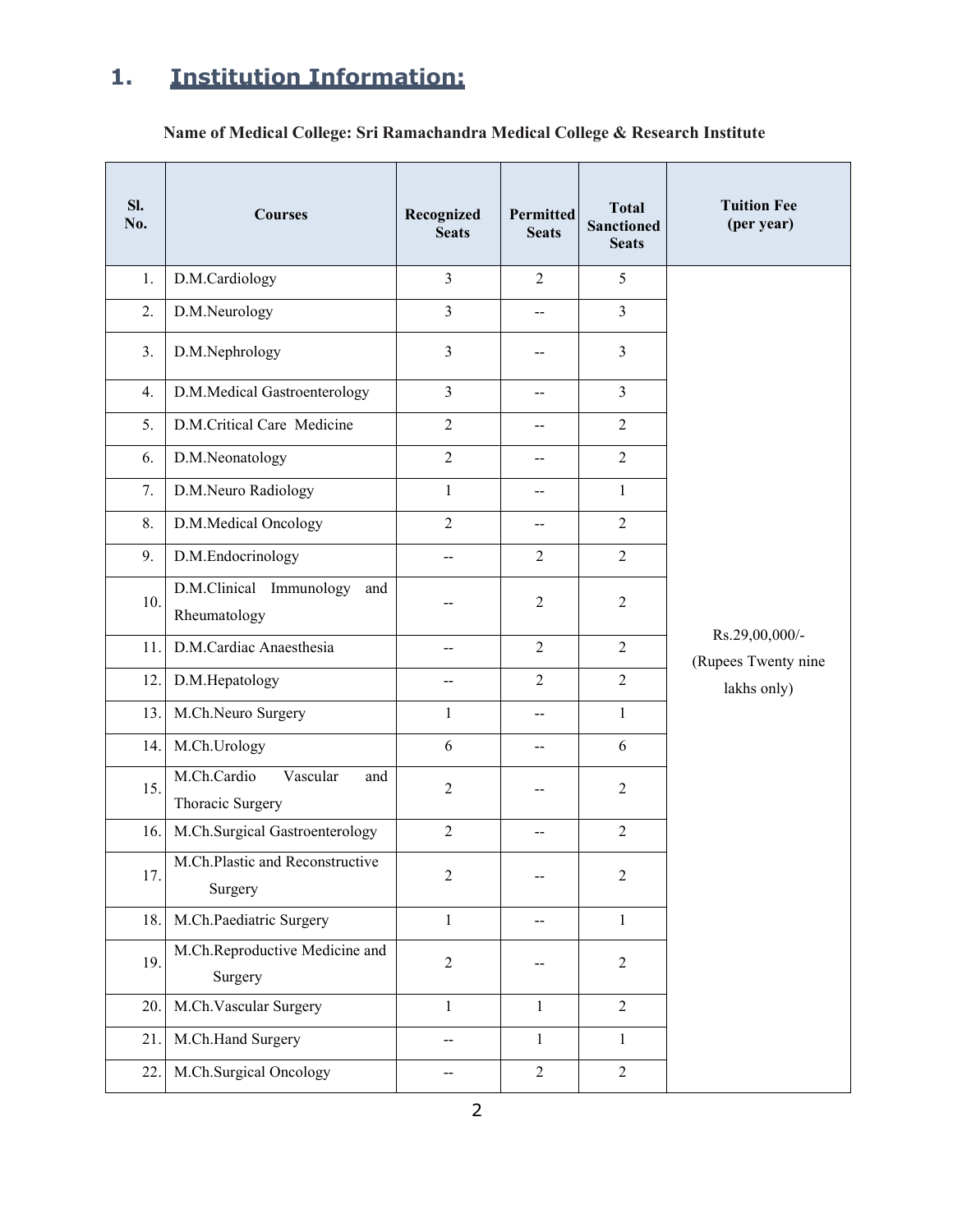## 1. Institution Information:

**Name of Medical College: Sri Ramachandra Medical College & Research Institute**

| Sl. No. | Courses | Recognized Seats | Permitted Seats | Total Sanctioned Seats | Tuition Fee (per year) |
|---|---|---|---|---|---|
| 1. | D.M.Cardiology | 3 | 2 | 5 | Rs.29,00,000/- (Rupees Twenty nine lakhs only) |
| 2. | D.M.Neurology | 3 | -- | 3 | |
| 3. | D.M.Nephrology | 3 | -- | 3 | |
| 4. | D.M.Medical Gastroenterology | 3 | -- | 3 | |
| 5. | D.M.Critical Care Medicine | 2 | -- | 2 | |
| 6. | D.M.Neonatology | 2 | -- | 2 | |
| 7. | D.M.Neuro Radiology | 1 | -- | 1 | |
| 8. | D.M.Medical Oncology | 2 | -- | 2 | |
| 9. | D.M.Endocrinology | -- | 2 | 2 | |
| 10. | D.M.Clinical Immunology and Rheumatology | -- | 2 | 2 | |
| 11. | D.M.Cardiac Anaesthesia | -- | 2 | 2 | |
| 12. | D.M.Hepatology | -- | 2 | 2 | |
| 13. | M.Ch.Neuro Surgery | 1 | -- | 1 | |
| 14. | M.Ch.Urology | 6 | -- | 6 | |
| 15. | M.Ch.Cardio Vascular and Thoracic Surgery | 2 | -- | 2 | |
| 16. | M.Ch.Surgical Gastroenterology | 2 | -- | 2 | |
| 17. | M.Ch.Plastic and Reconstructive Surgery | 2 | -- | 2 | |
| 18. | M.Ch.Paediatric Surgery | 1 | -- | 1 | |
| 19. | M.Ch.Reproductive Medicine and Surgery | 2 | -- | 2 | |
| 20. | M.Ch.Vascular Surgery | 1 | 1 | 2 | |
| 21. | M.Ch.Hand Surgery | -- | 1 | 1 | |
| 22. | M.Ch.Surgical Oncology | -- | 2 | 2 | |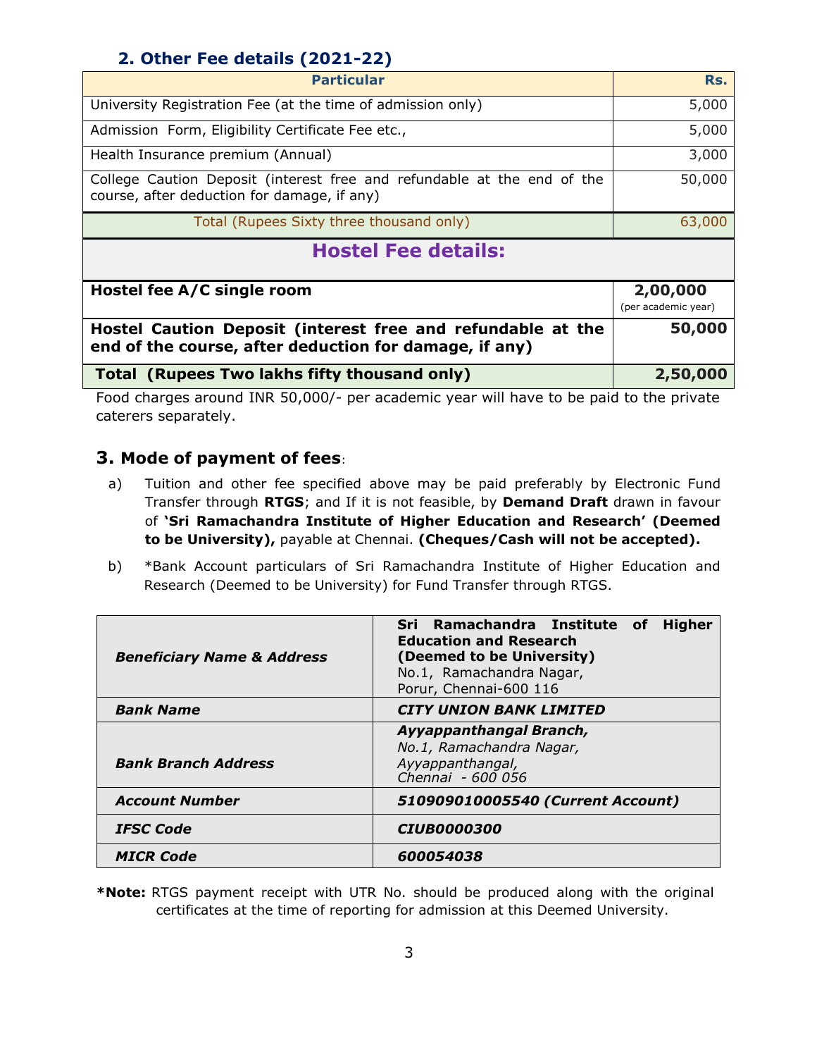## 2. Other Fee details (2021-22)

| Particular | Rs. |
|---|---|
| University Registration Fee (at the time of admission only) | 5,000 |
| Admission Form, Eligibility Certificate Fee etc., | 5,000 |
| Health Insurance premium (Annual) | 3,000 |
| College Caution Deposit (interest free and refundable at the end of the course, after deduction for damage, if any) | 50,000 |
| Total (Rupees Sixty three thousand only) | 63,000 |

## Hostel Fee details:

| | |
|---|---|
| **Hostel fee A/C single room** | **2,00,000** (per academic year) |
| **Hostel Caution Deposit (interest free and refundable at the end of the course, after deduction for damage, if any)** | **50,000** |
| **Total (Rupees Two lakhs fifty thousand only)** | **2,50,000** |

Food charges around INR 50,000/- per academic year will have to be paid to the private caterers separately.

## 3. Mode of payment of fees:

a) Tuition and other fee specified above may be paid preferably by Electronic Fund Transfer through **RTGS**; and If it is not feasible, by **Demand Draft** drawn in favour of **'Sri Ramachandra Institute of Higher Education and Research' (Deemed to be University),** payable at Chennai. **(Cheques/Cash will not be accepted).**

b) *Bank Account particulars of Sri Ramachandra Institute of Higher Education and Research (Deemed to be University) for Fund Transfer through RTGS.

| | |
|---|---|
| ***Beneficiary Name & Address*** | **Sri Ramachandra Institute of Higher Education and Research (Deemed to be University)** No.1, Ramachandra Nagar, Porur, Chennai-600 116 |
| ***Bank Name*** | ***CITY UNION BANK LIMITED*** |
| ***Bank Branch Address*** | ***Ayyappanthangal Branch,*** *No.1, Ramachandra Nagar, Ayyappanthangal, Chennai - 600 056* |
| ***Account Number*** | ***510909010005540 (Current Account)*** |
| ***IFSC Code*** | ***CIUB0000300*** |
| ***MICR Code*** | ***600054038*** |

***Note:** RTGS payment receipt with UTR No. should be produced along with the original certificates at the time of reporting for admission at this Deemed University.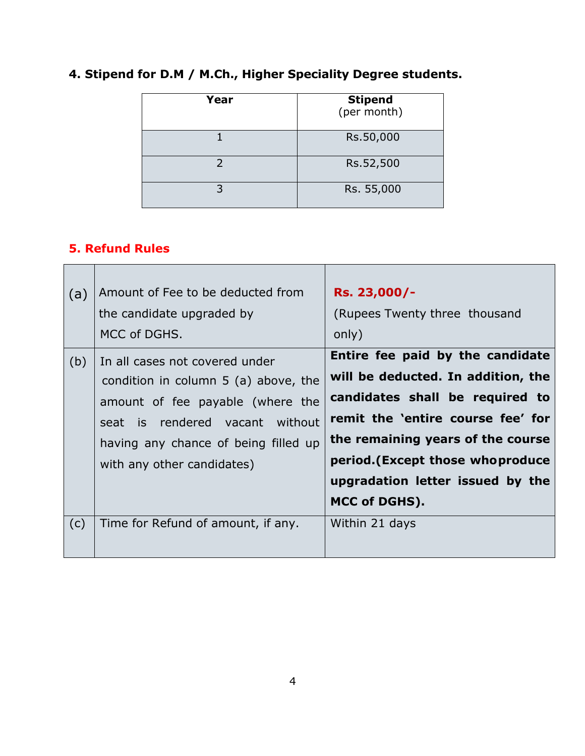### 4. Stipend for D.M / M.Ch., Higher Speciality Degree students.

| Year | Stipend (per month) |
|---|---|
| 1 | Rs.50,000 |
| 2 | Rs.52,500 |
| 3 | Rs. 55,000 |

### 5. Refund Rules

| | | |
|---|---|---|
| (a) | Amount of Fee to be deducted from the candidate upgraded by MCC of DGHS. | **Rs. 23,000/-** (Rupees Twenty three thousand only) |
| (b) | In all cases not covered under condition in column 5 (a) above, the amount of fee payable (where the seat is rendered vacant without having any chance of being filled up with any other candidates) | **Entire fee paid by the candidate will be deducted. In addition, the candidates shall be required to remit the 'entire course fee' for the remaining years of the course period.(Except those whoproduce upgradation letter issued by the MCC of DGHS).** |
| (c) | Time for Refund of amount, if any. | Within 21 days |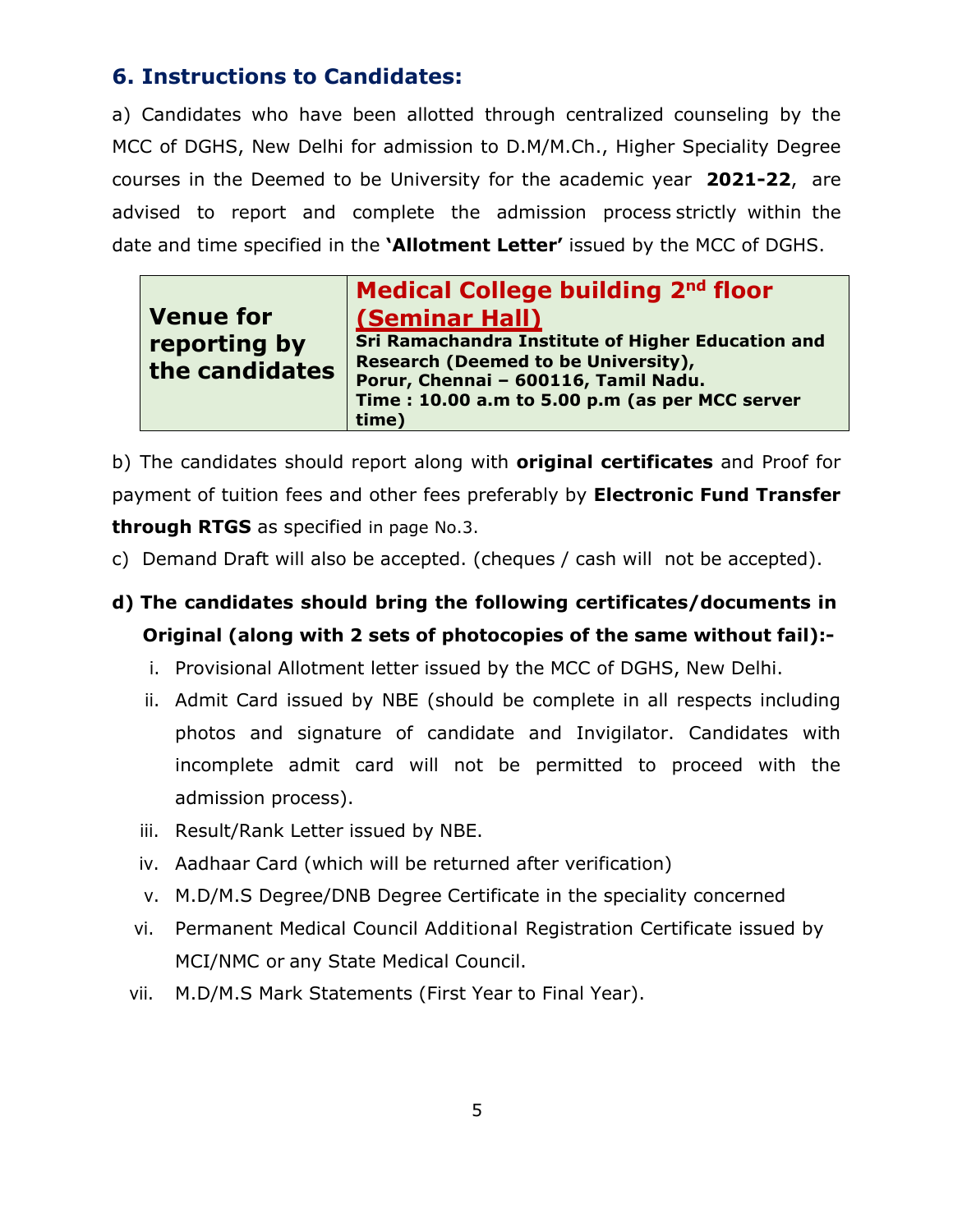## 6. Instructions to Candidates:

a) Candidates who have been allotted through centralized counseling by the MCC of DGHS, New Delhi for admission to D.M/M.Ch., Higher Speciality Degree courses in the Deemed to be University for the academic year **2021-22**, are advised to report and complete the admission process strictly within the date and time specified in the **'Allotment Letter'** issued by the MCC of DGHS.

| **Venue for reporting by the candidates** | **Medical College building 2nd floor <u>(Seminar Hall)</u>**<br>**Sri Ramachandra Institute of Higher Education and Research (Deemed to be University), Porur, Chennai – 600116, Tamil Nadu.**<br>**Time : 10.00 a.m to 5.00 p.m (as per MCC server time)** |
|---|---|

b) The candidates should report along with **original certificates** and Proof for payment of tuition fees and other fees preferably by **Electronic Fund Transfer through RTGS** as specified in page No.3.

c) Demand Draft will also be accepted. (cheques / cash will not be accepted).

**d) The candidates should bring the following certificates/documents in Original (along with 2 sets of photocopies of the same without fail):-**

i. Provisional Allotment letter issued by the MCC of DGHS, New Delhi.

ii. Admit Card issued by NBE (should be complete in all respects including photos and signature of candidate and Invigilator. Candidates with incomplete admit card will not be permitted to proceed with the admission process).

iii. Result/Rank Letter issued by NBE.

iv. Aadhaar Card (which will be returned after verification)

v. M.D/M.S Degree/DNB Degree Certificate in the speciality concerned

vi. Permanent Medical Council Additional Registration Certificate issued by MCI/NMC or any State Medical Council.

vii. M.D/M.S Mark Statements (First Year to Final Year).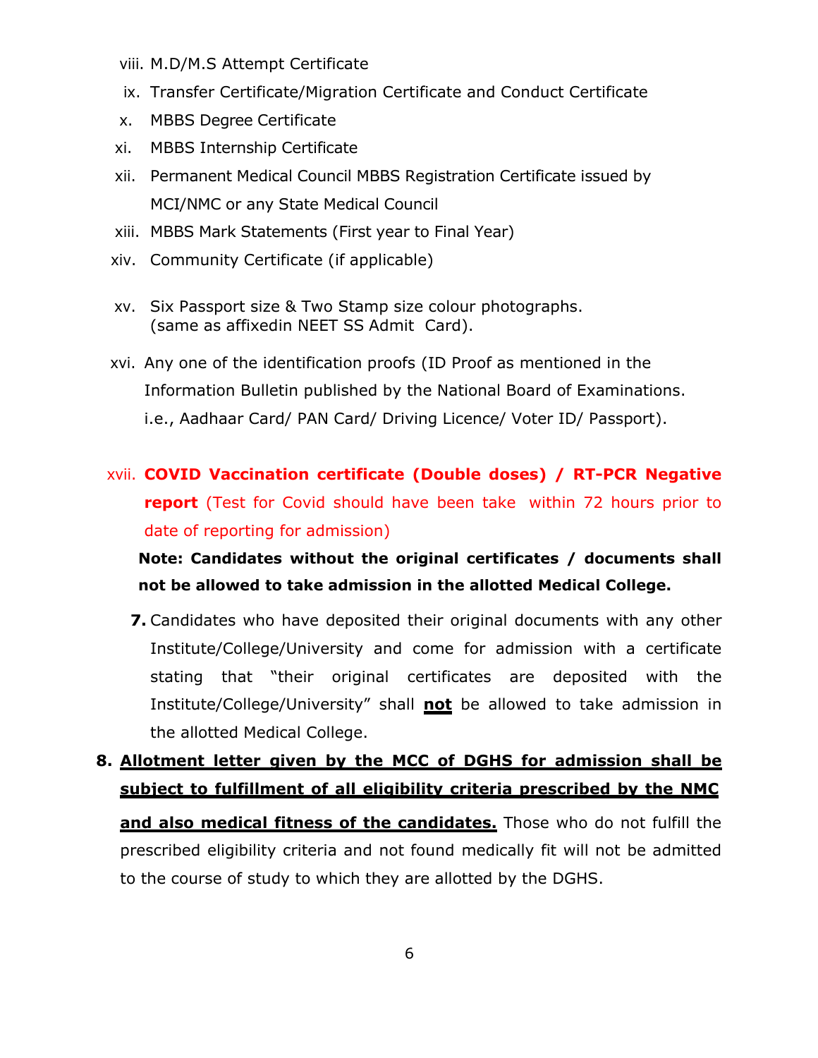viii. M.D/M.S Attempt Certificate

ix. Transfer Certificate/Migration Certificate and Conduct Certificate

x. MBBS Degree Certificate

xi. MBBS Internship Certificate

xii. Permanent Medical Council MBBS Registration Certificate issued by MCI/NMC or any State Medical Council

xiii. MBBS Mark Statements (First year to Final Year)

xiv. Community Certificate (if applicable)

xv. Six Passport size & Two Stamp size colour photographs. (same as affixedin NEET SS Admit Card).

xvi. Any one of the identification proofs (ID Proof as mentioned in the Information Bulletin published by the National Board of Examinations. i.e., Aadhaar Card/ PAN Card/ Driving Licence/ Voter ID/ Passport).

xvii. **COVID Vaccination certificate (Double doses) / RT-PCR Negative report** (Test for Covid should have been take within 72 hours prior to date of reporting for admission)

**Note: Candidates without the original certificates / documents shall not be allowed to take admission in the allotted Medical College.**

**7.** Candidates who have deposited their original documents with any other Institute/College/University and come for admission with a certificate stating that "their original certificates are deposited with the Institute/College/University" shall **not** be allowed to take admission in the allotted Medical College.

**8.** **Allotment letter given by the MCC of DGHS for admission shall be subject to fulfillment of all eligibility criteria prescribed by the NMC and also medical fitness of the candidates.** Those who do not fulfill the prescribed eligibility criteria and not found medically fit will not be admitted to the course of study to which they are allotted by the DGHS.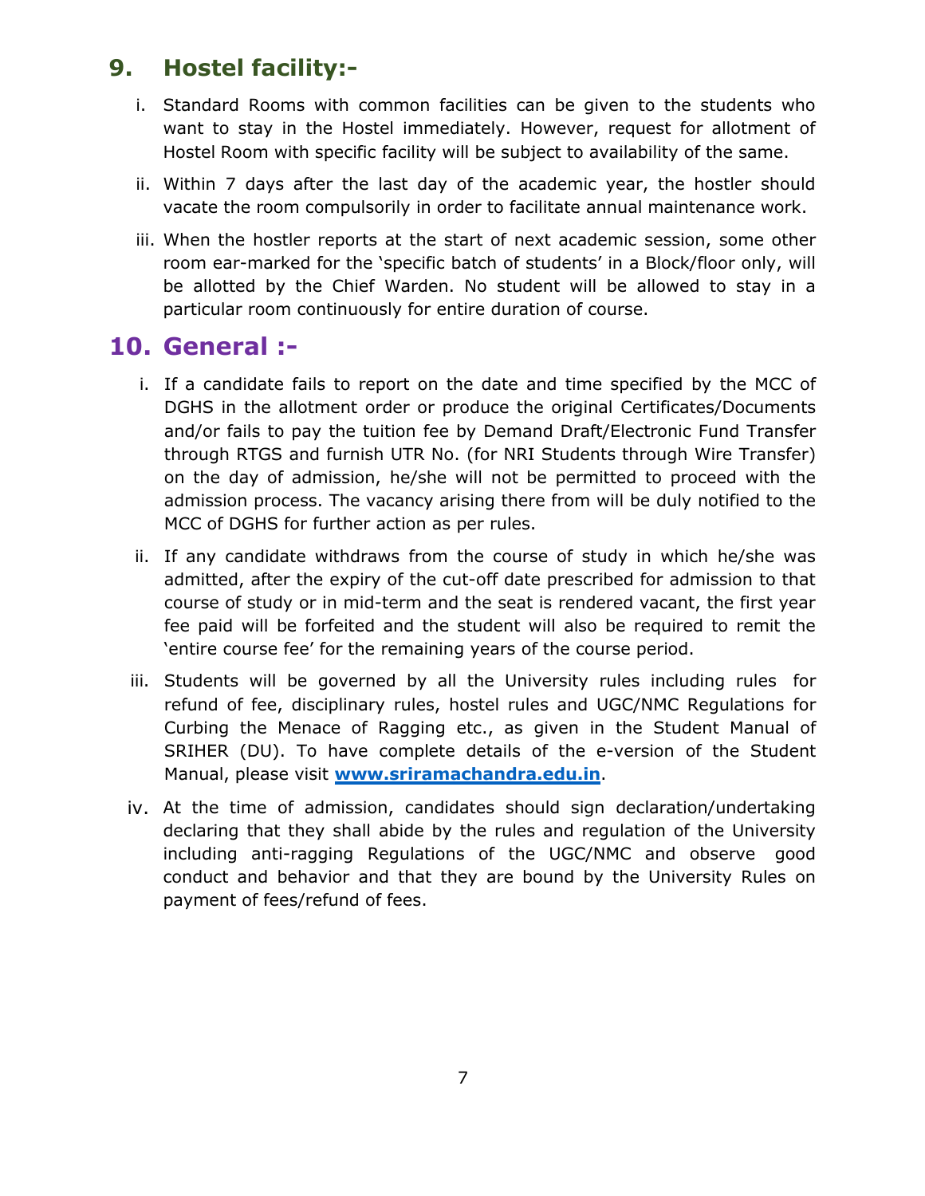## 9. Hostel facility:-

i. Standard Rooms with common facilities can be given to the students who want to stay in the Hostel immediately. However, request for allotment of Hostel Room with specific facility will be subject to availability of the same.

ii. Within 7 days after the last day of the academic year, the hostler should vacate the room compulsorily in order to facilitate annual maintenance work.

iii. When the hostler reports at the start of next academic session, some other room ear-marked for the 'specific batch of students' in a Block/floor only, will be allotted by the Chief Warden. No student will be allowed to stay in a particular room continuously for entire duration of course.

## 10. General :-

i. If a candidate fails to report on the date and time specified by the MCC of DGHS in the allotment order or produce the original Certificates/Documents and/or fails to pay the tuition fee by Demand Draft/Electronic Fund Transfer through RTGS and furnish UTR No. (for NRI Students through Wire Transfer) on the day of admission, he/she will not be permitted to proceed with the admission process. The vacancy arising there from will be duly notified to the MCC of DGHS for further action as per rules.

ii. If any candidate withdraws from the course of study in which he/she was admitted, after the expiry of the cut-off date prescribed for admission to that course of study or in mid-term and the seat is rendered vacant, the first year fee paid will be forfeited and the student will also be required to remit the 'entire course fee' for the remaining years of the course period.

iii. Students will be governed by all the University rules including rules for refund of fee, disciplinary rules, hostel rules and UGC/NMC Regulations for Curbing the Menace of Ragging etc., as given in the Student Manual of SRIHER (DU). To have complete details of the e-version of the Student Manual, please visit **[www.sriramachandra.edu.in](http://www.sriramachandra.edu.in)**.

iv. At the time of admission, candidates should sign declaration/undertaking declaring that they shall abide by the rules and regulation of the University including anti-ragging Regulations of the UGC/NMC and observe good conduct and behavior and that they are bound by the University Rules on payment of fees/refund of fees.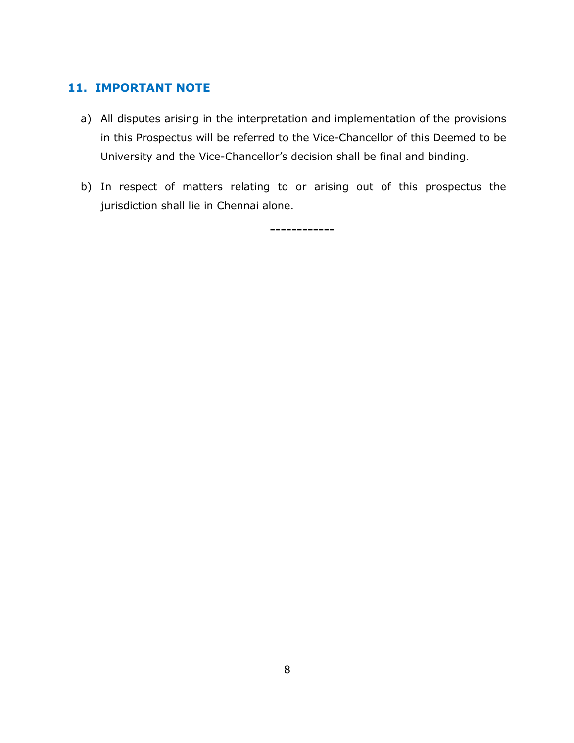## 11. IMPORTANT NOTE

a) All disputes arising in the interpretation and implementation of the provisions in this Prospectus will be referred to the Vice-Chancellor of this Deemed to be University and the Vice-Chancellor's decision shall be final and binding.

b) In respect of matters relating to or arising out of this prospectus the jurisdiction shall lie in Chennai alone.

------------